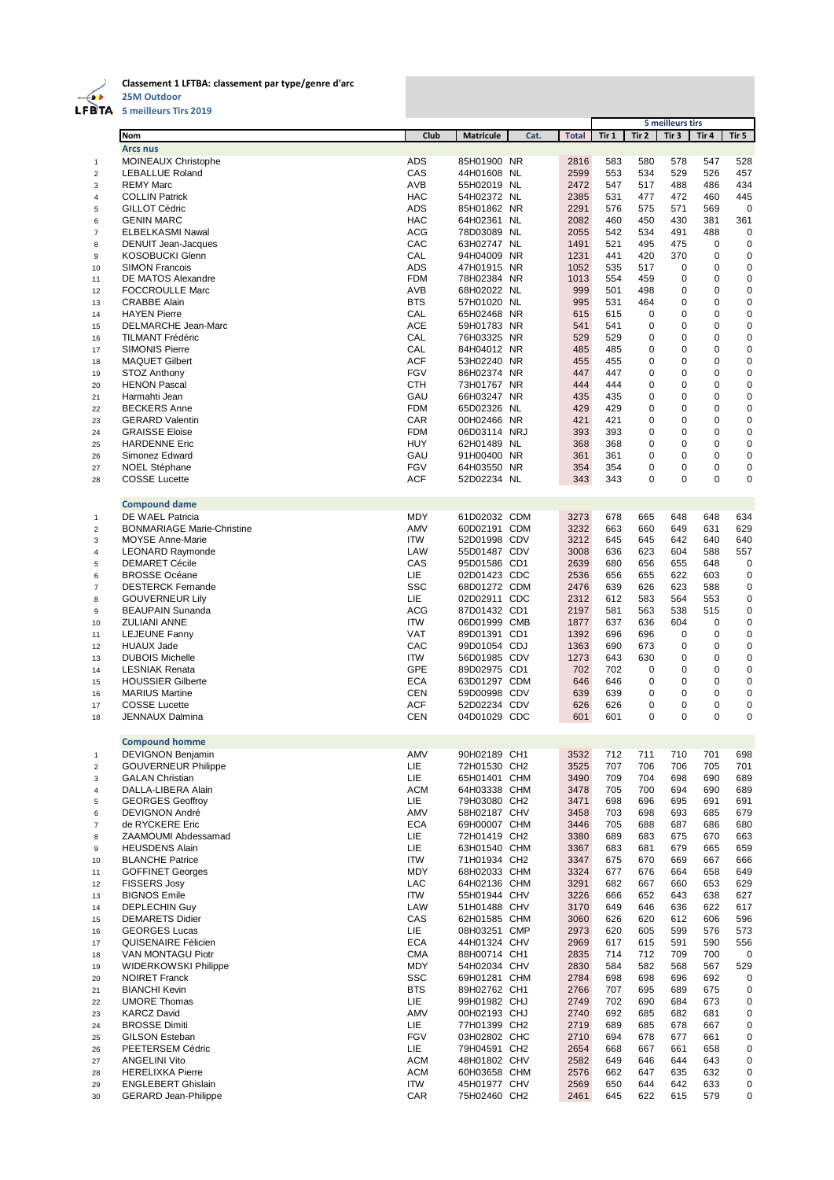**Classement 1 LFTBA: classement par type/genre d'arc**

**25M Outdoor**

**5 meilleurs Tirs 2019**

| | Nom | Club | Matricule | Cat. | Total | 5 meilleurs tirs | | | | |
|---|---|---|---|---|---|---|---|---|---|---|
| | | | | | | Tir 1 | Tir 2 | Tir 3 | Tir 4 | Tir 5 |
| | **Arcs nus** | | | | | | | | | |
| 1 | MOINEAUX Christophe | ADS | 85H01900 | NR | 2816 | 583 | 580 | 578 | 547 | 528 |
| 2 | LEBALLUE Roland | CAS | 44H01608 | NL | 2599 | 553 | 534 | 529 | 526 | 457 |
| 3 | REMY Marc | AVB | 55H02019 | NL | 2472 | 547 | 517 | 488 | 486 | 434 |
| 4 | COLLIN Patrick | HAC | 54H02372 | NL | 2385 | 531 | 477 | 472 | 460 | 445 |
| 5 | GILLOT Cédric | ADS | 85H01862 | NR | 2291 | 576 | 575 | 571 | 569 | 0 |
| 6 | GENIN MARC | HAC | 64H02361 | NL | 2082 | 460 | 450 | 430 | 381 | 361 |
| 7 | ELBELKASMI Nawal | ACG | 78D03089 | NL | 2055 | 542 | 534 | 491 | 488 | 0 |
| 8 | DENUIT Jean-Jacques | CAC | 63H02747 | NL | 1491 | 521 | 495 | 475 | 0 | 0 |
| 9 | KOSOBUCKI Glenn | CAL | 94H04009 | NR | 1231 | 441 | 420 | 370 | 0 | 0 |
| 10 | SIMON Francois | ADS | 47H01915 | NR | 1052 | 535 | 517 | 0 | 0 | 0 |
| 11 | DE MATOS Alexandre | FDM | 78H02384 | NR | 1013 | 554 | 459 | 0 | 0 | 0 |
| 12 | FOCCROULLE Marc | AVB | 68H02022 | NL | 999 | 501 | 498 | 0 | 0 | 0 |
| 13 | CRABBE Alain | BTS | 57H01020 | NL | 995 | 531 | 464 | 0 | 0 | 0 |
| 14 | HAYEN Pierre | CAL | 65H02468 | NR | 615 | 615 | 0 | 0 | 0 | 0 |
| 15 | DELMARCHE Jean-Marc | ACE | 59H01783 | NR | 541 | 541 | 0 | 0 | 0 | 0 |
| 16 | TILMANT Frédéric | CAL | 76H03325 | NR | 529 | 529 | 0 | 0 | 0 | 0 |
| 17 | SIMONIS Pierre | CAL | 84H04012 | NR | 485 | 485 | 0 | 0 | 0 | 0 |
| 18 | MAQUET Gilbert | ACF | 53H02240 | NR | 455 | 455 | 0 | 0 | 0 | 0 |
| 19 | STOZ Anthony | FGV | 86H02374 | NR | 447 | 447 | 0 | 0 | 0 | 0 |
| 20 | HENON Pascal | CTH | 73H01767 | NR | 444 | 444 | 0 | 0 | 0 | 0 |
| 21 | Harmahti Jean | GAU | 66H03247 | NR | 435 | 435 | 0 | 0 | 0 | 0 |
| 22 | BECKERS Anne | FDM | 65D02326 | NL | 429 | 429 | 0 | 0 | 0 | 0 |
| 23 | GERARD Valentin | CAR | 00H02466 | NR | 421 | 421 | 0 | 0 | 0 | 0 |
| 24 | GRAISSE Eloise | FDM | 06D03114 | NRJ | 393 | 393 | 0 | 0 | 0 | 0 |
| 25 | HARDENNE Eric | HUY | 62H01489 | NL | 368 | 368 | 0 | 0 | 0 | 0 |
| 26 | Simonez Edward | GAU | 91H00400 | NR | 361 | 361 | 0 | 0 | 0 | 0 |
| 27 | NOEL Stéphane | FGV | 64H03550 | NR | 354 | 354 | 0 | 0 | 0 | 0 |
| 28 | COSSE Lucette | ACF | 52D02234 | NL | 343 | 343 | 0 | 0 | 0 | 0 |
| | **Compound dame** | | | | | | | | | |
| 1 | DE WAEL Patricia | MDY | 61D02032 | CDM | 3273 | 678 | 665 | 648 | 648 | 634 |
| 2 | BONMARIAGE Marie-Christine | AMV | 60D02191 | CDM | 3232 | 663 | 660 | 649 | 631 | 629 |
| 3 | MOYSE Anne-Marie | ITW | 52D01998 | CDV | 3212 | 645 | 645 | 642 | 640 | 640 |
| 4 | LEONARD Raymonde | LAW | 55D01487 | CDV | 3008 | 636 | 623 | 604 | 588 | 557 |
| 5 | DEMARET Cécile | CAS | 95D01586 | CD1 | 2639 | 680 | 656 | 655 | 648 | 0 |
| 6 | BROSSE Océane | LIE | 02D01423 | CDC | 2536 | 656 | 655 | 622 | 603 | 0 |
| 7 | DESTERCK Fernande | SSC | 68D01272 | CDM | 2476 | 639 | 626 | 623 | 588 | 0 |
| 8 | GOUVERNEUR Lily | LIE | 02D02911 | CDC | 2312 | 612 | 583 | 564 | 553 | 0 |
| 9 | BEAUPAIN Sunanda | ACG | 87D01432 | CD1 | 2197 | 581 | 563 | 538 | 515 | 0 |
| 10 | ZULIANI ANNE | ITW | 06D01999 | CMB | 1877 | 637 | 636 | 604 | 0 | 0 |
| 11 | LEJEUNE Fanny | VAT | 89D01391 | CD1 | 1392 | 696 | 696 | 0 | 0 | 0 |
| 12 | HUAUX Jade | CAC | 99D01054 | CDJ | 1363 | 690 | 673 | 0 | 0 | 0 |
| 13 | DUBOIS Michelle | ITW | 56D01985 | CDV | 1273 | 643 | 630 | 0 | 0 | 0 |
| 14 | LESNIAK Renata | GPE | 89D02975 | CD1 | 702 | 702 | 0 | 0 | 0 | 0 |
| 15 | HOUSSIER Gilberte | ECA | 63D01297 | CDM | 646 | 646 | 0 | 0 | 0 | 0 |
| 16 | MARIUS Martine | CEN | 59D00998 | CDV | 639 | 639 | 0 | 0 | 0 | 0 |
| 17 | COSSE Lucette | ACF | 52D02234 | CDV | 626 | 626 | 0 | 0 | 0 | 0 |
| 18 | JENNAUX Dalmina | CEN | 04D01029 | CDC | 601 | 601 | 0 | 0 | 0 | 0 |
| | **Compound homme** | | | | | | | | | |
| 1 | DEVIGNON Benjamin | AMV | 90H02189 | CH1 | 3532 | 712 | 711 | 710 | 701 | 698 |
| 2 | GOUVERNEUR Philippe | LIE | 72H01530 | CH2 | 3525 | 707 | 706 | 706 | 705 | 701 |
| 3 | GALAN Christian | LIE | 65H01401 | CHM | 3490 | 709 | 704 | 698 | 690 | 689 |
| 4 | DALLA-LIBERA Alain | ACM | 64H03338 | CHM | 3478 | 705 | 700 | 694 | 690 | 689 |
| 5 | GEORGES Geoffroy | LIE | 79H03080 | CH2 | 3471 | 698 | 696 | 695 | 691 | 691 |
| 6 | DEVIGNON André | AMV | 58H02187 | CHV | 3458 | 703 | 698 | 693 | 685 | 679 |
| 7 | de RYCKERE Eric | ECA | 69H00007 | CHM | 3446 | 705 | 688 | 687 | 686 | 680 |
| 8 | ZAAMOUMI Abdessamad | LIE | 72H01419 | CH2 | 3380 | 689 | 683 | 675 | 670 | 663 |
| 9 | HEUSDENS Alain | LIE | 63H01540 | CHM | 3367 | 683 | 681 | 679 | 665 | 659 |
| 10 | BLANCHE Patrice | ITW | 71H01934 | CH2 | 3347 | 675 | 670 | 669 | 667 | 666 |
| 11 | GOFFINET Georges | MDY | 68H02033 | CHM | 3324 | 677 | 676 | 664 | 658 | 649 |
| 12 | FISSERS Josy | LAC | 64H02136 | CHM | 3291 | 682 | 667 | 660 | 653 | 629 |
| 13 | BIGNOS Emile | ITW | 55H01944 | CHV | 3226 | 666 | 652 | 643 | 638 | 627 |
| 14 | DEPLECHIN Guy | LAW | 51H01488 | CHV | 3170 | 649 | 646 | 636 | 622 | 617 |
| 15 | DEMARETS Didier | CAS | 62H01585 | CHM | 3060 | 626 | 620 | 612 | 606 | 596 |
| 16 | GEORGES Lucas | LIE | 08H03251 | CMP | 2973 | 620 | 605 | 599 | 576 | 573 |
| 17 | QUISENAIRE Félicien | ECA | 44H01324 | CHV | 2969 | 617 | 615 | 591 | 590 | 556 |
| 18 | VAN MONTAGU Piotr | CMA | 88H00714 | CH1 | 2835 | 714 | 712 | 709 | 700 | 0 |
| 19 | WIDERKOWSKI Philippe | MDY | 54H02034 | CHV | 2830 | 584 | 582 | 568 | 567 | 529 |
| 20 | NOIRET Franck | SSC | 69H01281 | CHM | 2784 | 698 | 698 | 696 | 692 | 0 |
| 21 | BIANCHI Kevin | BTS | 89H02762 | CH1 | 2766 | 707 | 695 | 689 | 675 | 0 |
| 22 | UMORE Thomas | LIE | 99H01982 | CHJ | 2749 | 702 | 690 | 684 | 673 | 0 |
| 23 | KARCZ David | AMV | 00H02193 | CHJ | 2740 | 692 | 685 | 682 | 681 | 0 |
| 24 | BROSSE Dimiti | LIE | 77H01399 | CH2 | 2719 | 689 | 685 | 678 | 667 | 0 |
| 25 | GILSON Esteban | FGV | 03H02802 | CHC | 2710 | 694 | 678 | 677 | 661 | 0 |
| 26 | PEETERSEM Cédric | LIE | 79H04591 | CH2 | 2654 | 668 | 667 | 661 | 658 | 0 |
| 27 | ANGELINI Vito | ACM | 48H01802 | CHV | 2582 | 649 | 646 | 644 | 643 | 0 |
| 28 | HERELIXKA Pierre | ACM | 60H03658 | CHM | 2576 | 662 | 647 | 635 | 632 | 0 |
| 29 | ENGLEBERT Ghislain | ITW | 45H01977 | CHV | 2569 | 650 | 644 | 642 | 633 | 0 |
| 30 | GERARD Jean-Philippe | CAR | 75H02460 | CH2 | 2461 | 645 | 622 | 615 | 579 | 0 |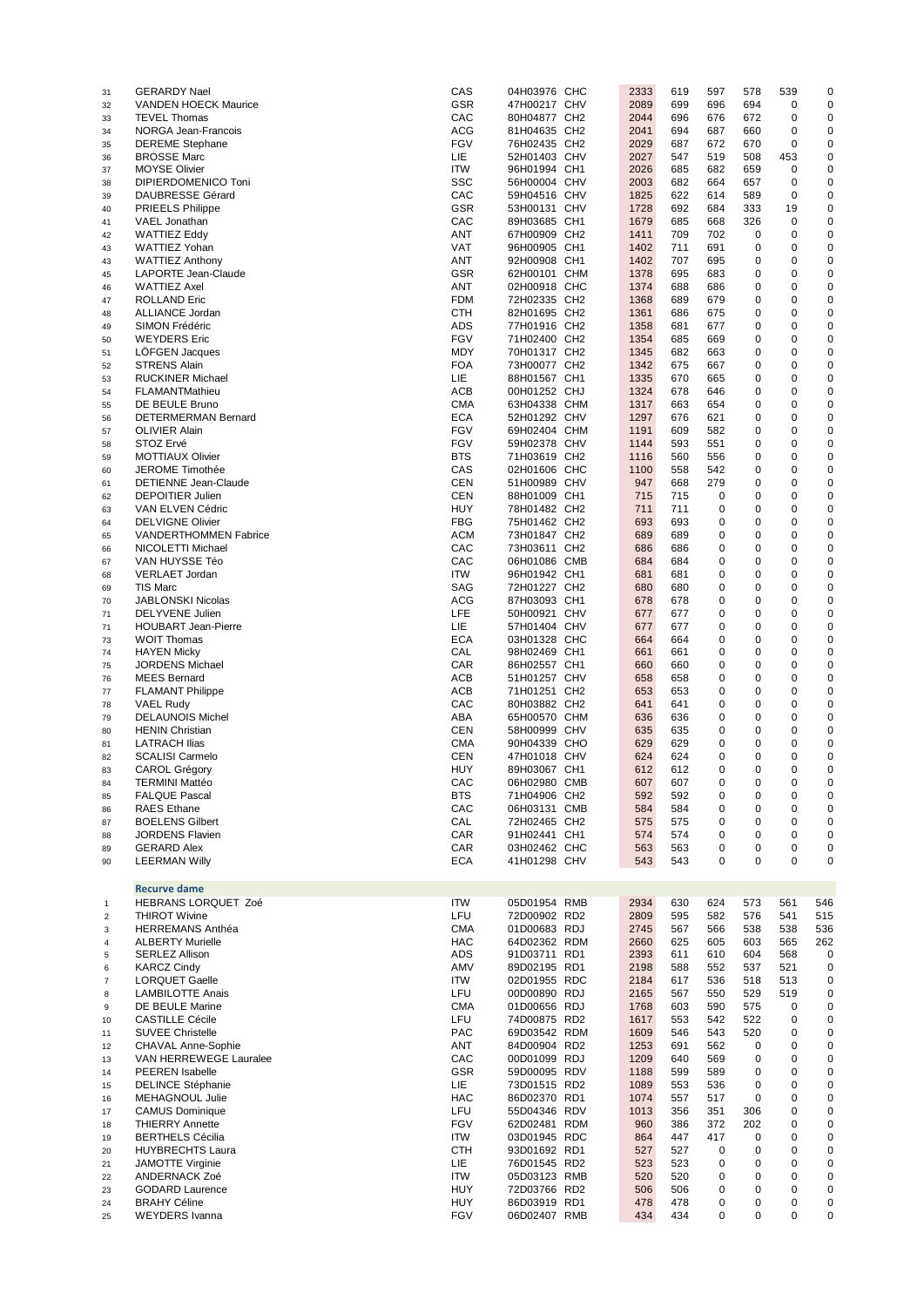| | | | | | | | | | | |
|---|---|---|---|---|---|---|---|---|---|---|
| 31 | GERARDY Nael | CAS | 04H03976 CHC | 2333 | 619 | 597 | 578 | 539 | 0 |
| 32 | VANDEN HOECK Maurice | GSR | 47H00217 CHV | 2089 | 699 | 696 | 694 | 0 | 0 |
| 33 | TEVEL Thomas | CAC | 80H04877 CH2 | 2044 | 696 | 676 | 672 | 0 | 0 |
| 34 | NORGA Jean-Francois | ACG | 81H04635 CH2 | 2041 | 694 | 687 | 660 | 0 | 0 |
| 35 | DEREME Stephane | FGV | 76H02435 CH2 | 2029 | 687 | 672 | 670 | 0 | 0 |
| 36 | BROSSE Marc | LIE | 52H01403 CHV | 2027 | 547 | 519 | 508 | 453 | 0 |
| 37 | MOYSE Olivier | ITW | 96H01994 CH1 | 2026 | 685 | 682 | 659 | 0 | 0 |
| 38 | DIPIERDOMENICO Toni | SSC | 56H00004 CHV | 2003 | 682 | 664 | 657 | 0 | 0 |
| 39 | DAUBRESSE Gérard | CAC | 59H04516 CHV | 1825 | 622 | 614 | 589 | 0 | 0 |
| 40 | PRIEELS Philippe | GSR | 53H00131 CHV | 1728 | 692 | 684 | 333 | 19 | 0 |
| 41 | VAEL Jonathan | CAC | 89H03685 CH1 | 1679 | 685 | 668 | 326 | 0 | 0 |
| 42 | WATTIEZ Eddy | ANT | 67H00909 CH2 | 1411 | 709 | 702 | 0 | 0 | 0 |
| 43 | WATTIEZ Yohan | VAT | 96H00905 CH1 | 1402 | 711 | 691 | 0 | 0 | 0 |
| 43 | WATTIEZ Anthony | ANT | 92H00908 CH1 | 1402 | 707 | 695 | 0 | 0 | 0 |
| 45 | LAPORTE Jean-Claude | GSR | 62H00101 CHM | 1378 | 695 | 683 | 0 | 0 | 0 |
| 46 | WATTIEZ Axel | ANT | 02H00918 CHC | 1374 | 688 | 686 | 0 | 0 | 0 |
| 47 | ROLLAND Eric | FDM | 72H02335 CH2 | 1368 | 689 | 679 | 0 | 0 | 0 |
| 48 | ALLIANCE Jordan | CTH | 82H01695 CH2 | 1361 | 686 | 675 | 0 | 0 | 0 |
| 49 | SIMON Frédéric | ADS | 77H01916 CH2 | 1358 | 681 | 677 | 0 | 0 | 0 |
| 50 | WEYDERS Eric | FGV | 71H02400 CH2 | 1354 | 685 | 669 | 0 | 0 | 0 |
| 51 | LÖFGEN Jacques | MDY | 70H01317 CH2 | 1345 | 682 | 663 | 0 | 0 | 0 |
| 52 | STRENS Alain | FOA | 73H00077 CH2 | 1342 | 675 | 667 | 0 | 0 | 0 |
| 53 | RUCKINER Michael | LIE | 88H01567 CH1 | 1335 | 670 | 665 | 0 | 0 | 0 |
| 54 | FLAMANTMathieu | ACB | 00H01252 CHJ | 1324 | 678 | 646 | 0 | 0 | 0 |
| 55 | DE BEULE Bruno | CMA | 63H04338 CHM | 1317 | 663 | 654 | 0 | 0 | 0 |
| 56 | DETERMERMAN Bernard | ECA | 52H01292 CHV | 1297 | 676 | 621 | 0 | 0 | 0 |
| 57 | OLIVIER Alain | FGV | 69H02404 CHM | 1191 | 609 | 582 | 0 | 0 | 0 |
| 58 | STOZ Ervé | FGV | 59H02378 CHV | 1144 | 593 | 551 | 0 | 0 | 0 |
| 59 | MOTTIAUX Olivier | BTS | 71H03619 CH2 | 1116 | 560 | 556 | 0 | 0 | 0 |
| 60 | JEROME Timothée | CAS | 02H01606 CHC | 1100 | 558 | 542 | 0 | 0 | 0 |
| 61 | DETIENNE Jean-Claude | CEN | 51H00989 CHV | 947 | 668 | 279 | 0 | 0 | 0 |
| 62 | DEPOITIER Julien | CEN | 88H01009 CH1 | 715 | 715 | 0 | 0 | 0 | 0 |
| 63 | VAN ELVEN Cédric | HUY | 78H01482 CH2 | 711 | 711 | 0 | 0 | 0 | 0 |
| 64 | DELVIGNE Olivier | FBG | 75H01462 CH2 | 693 | 693 | 0 | 0 | 0 | 0 |
| 65 | VANDERTHOMMEN Fabrice | ACM | 73H01847 CH2 | 689 | 689 | 0 | 0 | 0 | 0 |
| 66 | NICOLETTI Michael | CAC | 73H03611 CH2 | 686 | 686 | 0 | 0 | 0 | 0 |
| 67 | VAN HUYSSE Téo | CAC | 06H01086 CMB | 684 | 684 | 0 | 0 | 0 | 0 |
| 68 | VERLAET Jordan | ITW | 96H01942 CH1 | 681 | 681 | 0 | 0 | 0 | 0 |
| 69 | TIS Marc | SAG | 72H01227 CH2 | 680 | 680 | 0 | 0 | 0 | 0 |
| 70 | JABLONSKI Nicolas | ACG | 87H03093 CH1 | 678 | 678 | 0 | 0 | 0 | 0 |
| 71 | DELYVENE Julien | LFE | 50H00921 CHV | 677 | 677 | 0 | 0 | 0 | 0 |
| 71 | HOUBART Jean-Pierre | LIE | 57H01404 CHV | 677 | 677 | 0 | 0 | 0 | 0 |
| 73 | WOIT Thomas | ECA | 03H01328 CHC | 664 | 664 | 0 | 0 | 0 | 0 |
| 74 | HAYEN Micky | CAL | 98H02469 CH1 | 661 | 661 | 0 | 0 | 0 | 0 |
| 75 | JORDENS Michael | CAR | 86H02557 CH1 | 660 | 660 | 0 | 0 | 0 | 0 |
| 76 | MEES Bernard | ACB | 51H01257 CHV | 658 | 658 | 0 | 0 | 0 | 0 |
| 77 | FLAMANT Philippe | ACB | 71H01251 CH2 | 653 | 653 | 0 | 0 | 0 | 0 |
| 78 | VAEL Rudy | CAC | 80H03882 CH2 | 641 | 641 | 0 | 0 | 0 | 0 |
| 79 | DELAUNOIS Michel | ABA | 65H00570 CHM | 636 | 636 | 0 | 0 | 0 | 0 |
| 80 | HENIN Christian | CEN | 58H00999 CHV | 635 | 635 | 0 | 0 | 0 | 0 |
| 81 | LATRACH Ilias | CMA | 90H04339 CHO | 629 | 629 | 0 | 0 | 0 | 0 |
| 82 | SCALISI Carmelo | CEN | 47H01018 CHV | 624 | 624 | 0 | 0 | 0 | 0 |
| 83 | CAROL Grégory | HUY | 89H03067 CH1 | 612 | 612 | 0 | 0 | 0 | 0 |
| 84 | TERMINI Mattéo | CAC | 06H02980 CMB | 607 | 607 | 0 | 0 | 0 | 0 |
| 85 | FALQUE Pascal | BTS | 71H04906 CH2 | 592 | 592 | 0 | 0 | 0 | 0 |
| 86 | RAES Ethane | CAC | 06H03131 CMB | 584 | 584 | 0 | 0 | 0 | 0 |
| 87 | BOELENS Gilbert | CAL | 72H02465 CH2 | 575 | 575 | 0 | 0 | 0 | 0 |
| 88 | JORDENS Flavien | CAR | 91H02441 CH1 | 574 | 574 | 0 | 0 | 0 | 0 |
| 89 | GERARD Alex | CAR | 03H02462 CHC | 563 | 563 | 0 | 0 | 0 | 0 |
| 90 | LEERMAN Willy | ECA | 41H01298 CHV | 543 | 543 | 0 | 0 | 0 | 0 |

**Recurve dame**

| | | | | | | | | | |
|---|---|---|---|---|---|---|---|---|---|
| 1 | HEBRANS LORQUET Zoé | ITW | 05D01954 RMB | 2934 | 630 | 624 | 573 | 561 | 546 |
| 2 | THIROT Wivine | LFU | 72D00902 RD2 | 2809 | 595 | 582 | 576 | 541 | 515 |
| 3 | HERREMANS Anthéa | CMA | 01D00683 RDJ | 2745 | 567 | 566 | 538 | 538 | 536 |
| 4 | ALBERTY Murielle | HAC | 64D02362 RDM | 2660 | 625 | 605 | 603 | 565 | 262 |
| 5 | SERLEZ Allison | ADS | 91D03711 RD1 | 2393 | 611 | 610 | 604 | 568 | 0 |
| 6 | KARCZ Cindy | AMV | 89D02195 RD1 | 2198 | 588 | 552 | 537 | 521 | 0 |
| 7 | LORQUET Gaelle | ITW | 02D01955 RDC | 2184 | 617 | 536 | 518 | 513 | 0 |
| 8 | LAMBILOTTE Anais | LFU | 00D00890 RDJ | 2165 | 567 | 550 | 529 | 519 | 0 |
| 9 | DE BEULE Marine | CMA | 01D00656 RDJ | 1768 | 603 | 590 | 575 | 0 | 0 |
| 10 | CASTILLE Cécile | LFU | 74D00875 RD2 | 1617 | 553 | 542 | 522 | 0 | 0 |
| 11 | SUVEE Christelle | PAC | 69D03542 RDM | 1609 | 546 | 543 | 520 | 0 | 0 |
| 12 | CHAVAL Anne-Sophie | ANT | 84D00904 RD2 | 1253 | 691 | 562 | 0 | 0 | 0 |
| 13 | VAN HERREWEGE Lauralee | CAC | 00D01099 RDJ | 1209 | 640 | 569 | 0 | 0 | 0 |
| 14 | PEEREN Isabelle | GSR | 59D00095 RDV | 1188 | 599 | 589 | 0 | 0 | 0 |
| 15 | DELINCE Stéphanie | LIE | 73D01515 RD2 | 1089 | 553 | 536 | 0 | 0 | 0 |
| 16 | MEHAGNOUL Julie | HAC | 86D02370 RD1 | 1074 | 557 | 517 | 0 | 0 | 0 |
| 17 | CAMUS Dominique | LFU | 55D04346 RDV | 1013 | 356 | 351 | 306 | 0 | 0 |
| 18 | THIERRY Annette | FGV | 62D02481 RDM | 960 | 386 | 372 | 202 | 0 | 0 |
| 19 | BERTHELS Cécilia | ITW | 03D01945 RDC | 864 | 447 | 417 | 0 | 0 | 0 |
| 20 | HUYBRECHTS Laura | CTH | 93D01692 RD1 | 527 | 527 | 0 | 0 | 0 | 0 |
| 21 | JAMOTTE Virginie | LIE | 76D01545 RD2 | 523 | 523 | 0 | 0 | 0 | 0 |
| 22 | ANDERNACK Zoé | ITW | 05D03123 RMB | 520 | 520 | 0 | 0 | 0 | 0 |
| 23 | GODARD Laurence | HUY | 72D03766 RD2 | 506 | 506 | 0 | 0 | 0 | 0 |
| 24 | BRAHY Céline | HUY | 86D03919 RD1 | 478 | 478 | 0 | 0 | 0 | 0 |
| 25 | WEYDERS Ivanna | FGV | 06D02407 RMB | 434 | 434 | 0 | 0 | 0 | 0 |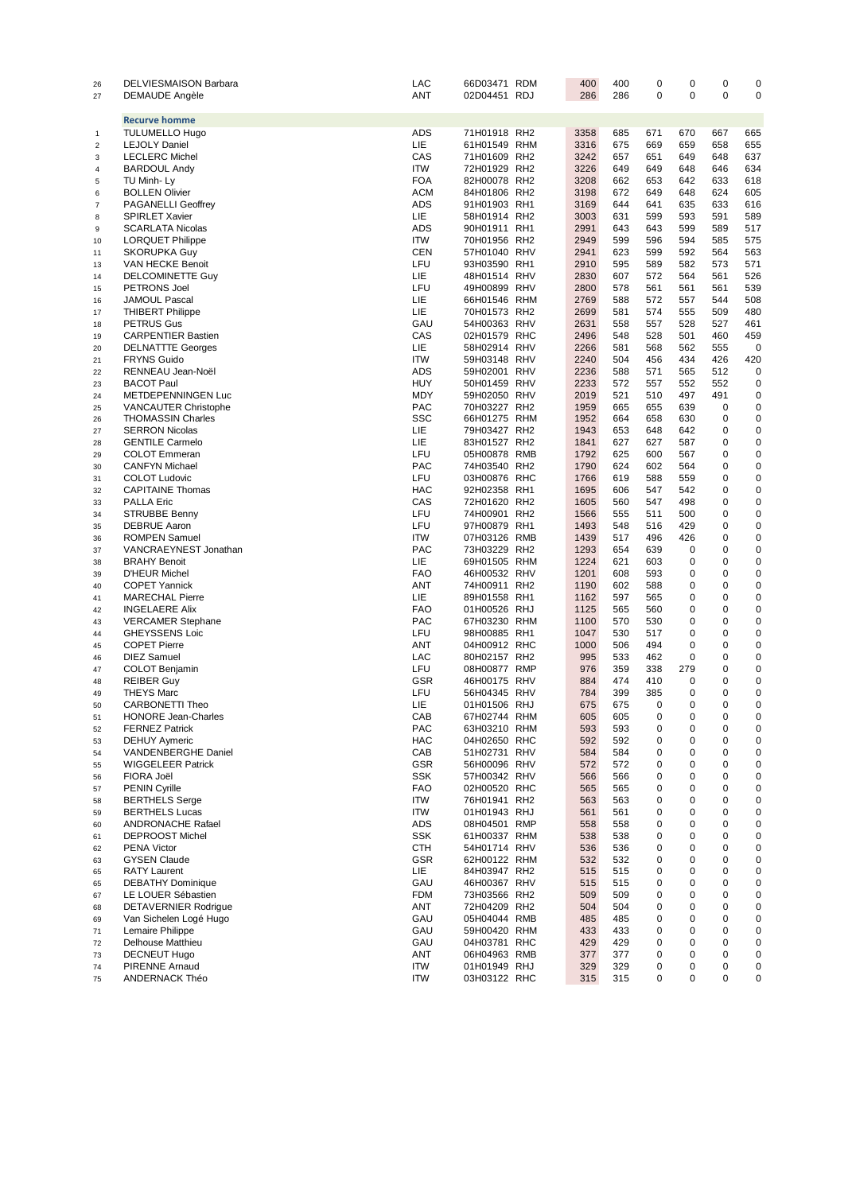| | | | | | | | | | | |
|---|---|---|---|---|---|---|---|---|---|---|
| 26 | DELVIESMAISON Barbara | LAC | 66D03471 | RDM | 400 | 400 | 0 | 0 | 0 | 0 |
| 27 | DEMAUDE Angèle | ANT | 02D04451 | RDJ | 286 | 286 | 0 | 0 | 0 | 0 |

**Recurve homme**

| | | | | | | | | | | |
|---|---|---|---|---|---|---|---|---|---|---|
| 1 | TULUMELLO Hugo | ADS | 71H01918 | RH2 | 3358 | 685 | 671 | 670 | 667 | 665 |
| 2 | LEJOLY Daniel | LIE | 61H01549 | RHM | 3316 | 675 | 669 | 659 | 658 | 655 |
| 3 | LECLERC Michel | CAS | 71H01609 | RH2 | 3242 | 657 | 651 | 649 | 648 | 637 |
| 4 | BARDOUL Andy | ITW | 72H01929 | RH2 | 3226 | 649 | 649 | 648 | 646 | 634 |
| 5 | TU Minh- Ly | FOA | 82H00078 | RH2 | 3208 | 662 | 653 | 642 | 633 | 618 |
| 6 | BOLLEN Olivier | ACM | 84H01806 | RH2 | 3198 | 672 | 649 | 648 | 624 | 605 |
| 7 | PAGANELLI Geoffrey | ADS | 91H01903 | RH1 | 3169 | 644 | 641 | 635 | 633 | 616 |
| 8 | SPIRLET Xavier | LIE | 58H01914 | RH2 | 3003 | 631 | 599 | 593 | 591 | 589 |
| 9 | SCARLATA Nicolas | ADS | 90H01911 | RH1 | 2991 | 643 | 643 | 599 | 589 | 517 |
| 10 | LORQUET Philippe | ITW | 70H01956 | RH2 | 2949 | 599 | 596 | 594 | 585 | 575 |
| 11 | SKORUPKA Guy | CEN | 57H01040 | RHV | 2941 | 623 | 599 | 592 | 564 | 563 |
| 13 | VAN HECKE Benoit | LFU | 93H03590 | RH1 | 2910 | 595 | 589 | 582 | 573 | 571 |
| 14 | DELCOMINETTE Guy | LIE | 48H01514 | RHV | 2830 | 607 | 572 | 564 | 561 | 526 |
| 15 | PETRONS Joel | LFU | 49H00899 | RHV | 2800 | 578 | 561 | 561 | 561 | 539 |
| 16 | JAMOUL Pascal | LIE | 66H01546 | RHM | 2769 | 588 | 572 | 557 | 544 | 508 |
| 17 | THIBERT Philippe | LIE | 70H01573 | RH2 | 2699 | 581 | 574 | 555 | 509 | 480 |
| 18 | PETRUS Gus | GAU | 54H00363 | RHV | 2631 | 558 | 557 | 528 | 527 | 461 |
| 19 | CARPENTIER Bastien | CAS | 02H01579 | RHC | 2496 | 548 | 528 | 501 | 460 | 459 |
| 20 | DELNATTE Georges | LIE | 58H02914 | RHV | 2266 | 581 | 568 | 562 | 555 | 0 |
| 21 | FRYNS Guido | ITW | 59H03148 | RHV | 2240 | 504 | 456 | 434 | 426 | 420 |
| 22 | RENNEAU Jean-Noël | ADS | 59H02001 | RHV | 2236 | 588 | 571 | 565 | 512 | 0 |
| 23 | BACOT Paul | HUY | 50H01459 | RHV | 2233 | 572 | 557 | 552 | 552 | 0 |
| 24 | METDEPENNINGEN Luc | MDY | 59H02050 | RHV | 2019 | 521 | 510 | 497 | 491 | 0 |
| 25 | VANCAUTER Christophe | PAC | 70H03227 | RH2 | 1959 | 665 | 655 | 639 | 0 | 0 |
| 26 | THOMASSIN Charles | SSC | 66H01275 | RHM | 1952 | 664 | 658 | 630 | 0 | 0 |
| 27 | SERRON Nicolas | LIE | 79H03427 | RH2 | 1943 | 653 | 648 | 642 | 0 | 0 |
| 28 | GENTILE Carmelo | LIE | 83H01527 | RH2 | 1841 | 627 | 627 | 587 | 0 | 0 |
| 29 | COLOT Emmeran | LFU | 05H00878 | RMB | 1792 | 625 | 600 | 567 | 0 | 0 |
| 30 | CANFYN Michael | PAC | 74H03540 | RH2 | 1790 | 624 | 602 | 564 | 0 | 0 |
| 31 | COLOT Ludovic | LFU | 03H00876 | RHC | 1766 | 619 | 588 | 559 | 0 | 0 |
| 32 | CAPITAINE Thomas | HAC | 92H02358 | RH1 | 1695 | 606 | 547 | 542 | 0 | 0 |
| 33 | PALLA Eric | CAS | 72H01620 | RH2 | 1605 | 560 | 547 | 498 | 0 | 0 |
| 34 | STRUBBE Benny | LFU | 74H00901 | RH2 | 1566 | 555 | 511 | 500 | 0 | 0 |
| 35 | DEBRUE Aaron | LFU | 97H00879 | RH1 | 1493 | 548 | 516 | 429 | 0 | 0 |
| 36 | ROMPEN Samuel | ITW | 07H03126 | RMB | 1439 | 517 | 496 | 426 | 0 | 0 |
| 37 | VANCRAEYNEST Jonathan | PAC | 73H03229 | RH2 | 1293 | 654 | 639 | 0 | 0 | 0 |
| 38 | BRAHY Benoit | LIE | 69H01505 | RHM | 1224 | 621 | 603 | 0 | 0 | 0 |
| 39 | D'HEUR Michel | FAO | 46H00532 | RHV | 1201 | 608 | 593 | 0 | 0 | 0 |
| 40 | COPET Yannick | ANT | 74H00911 | RH2 | 1190 | 602 | 588 | 0 | 0 | 0 |
| 41 | MARECHAL Pierre | LIE | 89H01558 | RH1 | 1162 | 597 | 565 | 0 | 0 | 0 |
| 42 | INGELAERE Alix | FAO | 01H00526 | RHJ | 1125 | 565 | 560 | 0 | 0 | 0 |
| 43 | VERCAMER Stephane | PAC | 67H03230 | RHM | 1100 | 570 | 530 | 0 | 0 | 0 |
| 44 | GHEYSSENS Loic | LFU | 98H00885 | RH1 | 1047 | 530 | 517 | 0 | 0 | 0 |
| 45 | COPET Pierre | ANT | 04H00912 | RHC | 1000 | 506 | 494 | 0 | 0 | 0 |
| 46 | DIEZ Samuel | LAC | 80H02157 | RH2 | 995 | 533 | 462 | 0 | 0 | 0 |
| 47 | COLOT Benjamin | LFU | 08H00877 | RMP | 976 | 359 | 338 | 279 | 0 | 0 |
| 48 | REIBER Guy | GSR | 46H00175 | RHV | 884 | 474 | 410 | 0 | 0 | 0 |
| 49 | THEYS Marc | LFU | 56H04345 | RHV | 784 | 399 | 385 | 0 | 0 | 0 |
| 50 | CARBONETTI Theo | LIE | 01H01506 | RHJ | 675 | 675 | 0 | 0 | 0 | 0 |
| 51 | HONORE Jean-Charles | CAB | 67H02744 | RHM | 605 | 605 | 0 | 0 | 0 | 0 |
| 52 | FERNEZ Patrick | PAC | 63H03210 | RHM | 593 | 593 | 0 | 0 | 0 | 0 |
| 53 | DEHUY Aymeric | HAC | 04H02650 | RHC | 592 | 592 | 0 | 0 | 0 | 0 |
| 54 | VANDENBERGHE Daniel | CAB | 51H02731 | RHV | 584 | 584 | 0 | 0 | 0 | 0 |
| 55 | WIGGELEER Patrick | GSR | 56H00096 | RHV | 572 | 572 | 0 | 0 | 0 | 0 |
| 56 | FIORA Joël | SSK | 57H00342 | RHV | 566 | 566 | 0 | 0 | 0 | 0 |
| 57 | PENIN Cyrille | FAO | 02H00520 | RHC | 565 | 565 | 0 | 0 | 0 | 0 |
| 58 | BERTHELS Serge | ITW | 76H01941 | RH2 | 563 | 563 | 0 | 0 | 0 | 0 |
| 59 | BERTHELS Lucas | ITW | 01H01943 | RHJ | 561 | 561 | 0 | 0 | 0 | 0 |
| 60 | ANDRONACHE Rafael | ADS | 08H04501 | RMP | 558 | 558 | 0 | 0 | 0 | 0 |
| 61 | DEPROOST Michel | SSK | 61H00337 | RHM | 538 | 538 | 0 | 0 | 0 | 0 |
| 62 | PENA Victor | CTH | 54H01714 | RHV | 536 | 536 | 0 | 0 | 0 | 0 |
| 63 | GYSEN Claude | GSR | 62H00122 | RHM | 532 | 532 | 0 | 0 | 0 | 0 |
| 65 | RATY Laurent | LIE | 84H03947 | RH2 | 515 | 515 | 0 | 0 | 0 | 0 |
| 65 | DEBATHY Dominique | GAU | 46H00367 | RHV | 515 | 515 | 0 | 0 | 0 | 0 |
| 67 | LE LOUER Sébastien | FDM | 73H03566 | RH2 | 509 | 509 | 0 | 0 | 0 | 0 |
| 68 | DETAVERNIER Rodrigue | ANT | 72H04209 | RH2 | 504 | 504 | 0 | 0 | 0 | 0 |
| 69 | Van Sichelen Logé Hugo | GAU | 05H04044 | RMB | 485 | 485 | 0 | 0 | 0 | 0 |
| 71 | Lemaire Philippe | GAU | 59H00420 | RHM | 433 | 433 | 0 | 0 | 0 | 0 |
| 72 | Delhouse Matthieu | GAU | 04H03781 | RHC | 429 | 429 | 0 | 0 | 0 | 0 |
| 73 | DECNEUT Hugo | ANT | 06H04963 | RMB | 377 | 377 | 0 | 0 | 0 | 0 |
| 74 | PIRENNE Arnaud | ITW | 01H01949 | RHJ | 329 | 329 | 0 | 0 | 0 | 0 |
| 75 | ANDERNACK Théo | ITW | 03H03122 | RHC | 315 | 315 | 0 | 0 | 0 | 0 |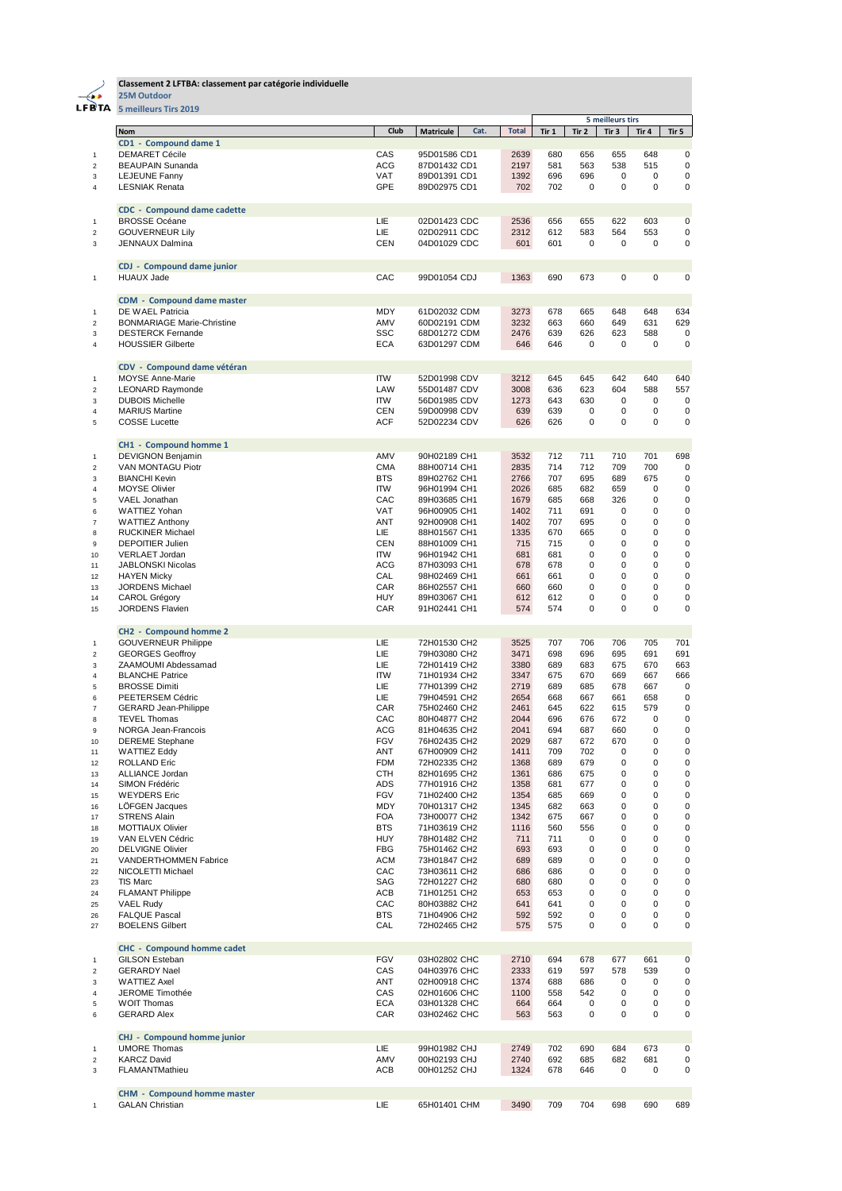**Classement 2 LFTBA: classement par catégorie individuelle**

**25M Outdoor**

**5 meilleurs Tirs 2019**

| | Nom | Club | Matricule | Cat. | Total | 5 meilleurs tirs | | | | |
|---|---|---|---|---|---|---|---|---|---|---|
| | | | | | | Tir 1 | Tir 2 | Tir 3 | Tir 4 | Tir 5 |
| | **CD1 - Compound dame 1** | | | | | | | | | |
| 1 | DEMARET Cécile | CAS | 95D01586 | CD1 | 2639 | 680 | 656 | 655 | 648 | 0 |
| 2 | BEAUPAIN Sunanda | ACG | 87D01432 | CD1 | 2197 | 581 | 563 | 538 | 515 | 0 |
| 3 | LEJEUNE Fanny | VAT | 89D01391 | CD1 | 1392 | 696 | 696 | 0 | 0 | 0 |
| 4 | LESNIAK Renata | GPE | 89D02975 | CD1 | 702 | 702 | 0 | 0 | 0 | 0 |
| | **CDC - Compound dame cadette** | | | | | | | | | |
| 1 | BROSSE Océane | LIE | 02D01423 | CDC | 2536 | 656 | 655 | 622 | 603 | 0 |
| 2 | GOUVERNEUR Lily | LIE | 02D02911 | CDC | 2312 | 612 | 583 | 564 | 553 | 0 |
| 3 | JENNAUX Dalmina | CEN | 04D01029 | CDC | 601 | 601 | 0 | 0 | 0 | 0 |
| | **CDJ - Compound dame junior** | | | | | | | | | |
| 1 | HUAUX Jade | CAC | 99D01054 | CDJ | 1363 | 690 | 673 | 0 | 0 | 0 |
| | **CDM - Compound dame master** | | | | | | | | | |
| 1 | DE WAEL Patricia | MDY | 61D02032 | CDM | 3273 | 678 | 665 | 648 | 648 | 634 |
| 2 | BONMARIAGE Marie-Christine | AMV | 60D02191 | CDM | 3232 | 663 | 660 | 649 | 631 | 629 |
| 3 | DESTERCK Fernande | SSC | 68D01272 | CDM | 2476 | 639 | 626 | 623 | 588 | 0 |
| 4 | HOUSSIER Gilberte | ECA | 63D01297 | CDM | 646 | 646 | 0 | 0 | 0 | 0 |
| | **CDV - Compound dame vétéran** | | | | | | | | | |
| 1 | MOYSE Anne-Marie | ITW | 52D01998 | CDV | 3212 | 645 | 645 | 642 | 640 | 640 |
| 2 | LEONARD Raymonde | LAW | 55D01487 | CDV | 3008 | 636 | 623 | 604 | 588 | 557 |
| 3 | DUBOIS Michelle | ITW | 56D01985 | CDV | 1273 | 643 | 630 | 0 | 0 | 0 |
| 4 | MARIUS Martine | CEN | 59D00998 | CDV | 639 | 639 | 0 | 0 | 0 | 0 |
| 5 | COSSE Lucette | ACF | 52D02234 | CDV | 626 | 626 | 0 | 0 | 0 | 0 |
| | **CH1 - Compound homme 1** | | | | | | | | | |
| 1 | DEVIGNON Benjamin | AMV | 90H02189 | CH1 | 3532 | 712 | 711 | 710 | 701 | 698 |
| 2 | VAN MONTAGU Piotr | CMA | 88H00714 | CH1 | 2835 | 714 | 712 | 709 | 700 | 0 |
| 3 | BIANCHI Kevin | BTS | 89H02762 | CH1 | 2766 | 707 | 695 | 689 | 675 | 0 |
| 4 | MOYSE Olivier | ITW | 96H01994 | CH1 | 2026 | 685 | 682 | 659 | 0 | 0 |
| 5 | VAEL Jonathan | CAC | 89H03685 | CH1 | 1679 | 685 | 668 | 326 | 0 | 0 |
| 6 | WATTIEZ Yohan | VAT | 96H00905 | CH1 | 1402 | 711 | 691 | 0 | 0 | 0 |
| 7 | WATTIEZ Anthony | ANT | 92H00908 | CH1 | 1402 | 707 | 695 | 0 | 0 | 0 |
| 8 | RUCKINER Michael | LIE | 88H01567 | CH1 | 1335 | 670 | 665 | 0 | 0 | 0 |
| 9 | DEPOITIER Julien | CEN | 88H01009 | CH1 | 715 | 715 | 0 | 0 | 0 | 0 |
| 10 | VERLAET Jordan | ITW | 96H01942 | CH1 | 681 | 681 | 0 | 0 | 0 | 0 |
| 11 | JABLONSKI Nicolas | ACG | 87H03093 | CH1 | 678 | 678 | 0 | 0 | 0 | 0 |
| 12 | HAYEN Micky | CAL | 98H02469 | CH1 | 661 | 661 | 0 | 0 | 0 | 0 |
| 13 | JORDENS Michael | CAR | 86H02557 | CH1 | 660 | 660 | 0 | 0 | 0 | 0 |
| 14 | CAROL Grégory | HUY | 89H03067 | CH1 | 612 | 612 | 0 | 0 | 0 | 0 |
| 15 | JORDENS Flavien | CAR | 91H02441 | CH1 | 574 | 574 | 0 | 0 | 0 | 0 |
| | **CH2 - Compound homme 2** | | | | | | | | | |
| 1 | GOUVERNEUR Philippe | LIE | 72H01530 | CH2 | 3525 | 707 | 706 | 706 | 705 | 701 |
| 2 | GEORGES Geoffroy | LIE | 79H03080 | CH2 | 3471 | 698 | 696 | 695 | 691 | 691 |
| 3 | ZAAMOUMI Abdessamad | LIE | 72H01419 | CH2 | 3380 | 689 | 683 | 675 | 670 | 663 |
| 4 | BLANCHE Patrice | ITW | 71H01934 | CH2 | 3347 | 675 | 670 | 669 | 667 | 666 |
| 5 | BROSSE Dimiti | LIE | 77H01399 | CH2 | 2719 | 689 | 685 | 678 | 667 | 0 |
| 6 | PEETERSEM Cédric | LIE | 79H04591 | CH2 | 2654 | 668 | 667 | 661 | 658 | 0 |
| 7 | GERARD Jean-Philippe | CAR | 75H02460 | CH2 | 2461 | 645 | 622 | 615 | 579 | 0 |
| 8 | TEVEL Thomas | CAC | 80H04877 | CH2 | 2044 | 696 | 676 | 672 | 0 | 0 |
| 9 | NORGA Jean-Francois | ACG | 81H04635 | CH2 | 2041 | 694 | 687 | 660 | 0 | 0 |
| 10 | DEREME Stephane | FGV | 76H02435 | CH2 | 2029 | 687 | 672 | 670 | 0 | 0 |
| 11 | WATTIEZ Eddy | ANT | 67H00909 | CH2 | 1411 | 709 | 702 | 0 | 0 | 0 |
| 12 | ROLLAND Eric | FDM | 72H02335 | CH2 | 1368 | 689 | 679 | 0 | 0 | 0 |
| 13 | ALLIANCE Jordan | CTH | 82H01695 | CH2 | 1361 | 686 | 675 | 0 | 0 | 0 |
| 14 | SIMON Frédéric | ADS | 77H01916 | CH2 | 1358 | 681 | 677 | 0 | 0 | 0 |
| 15 | WEYDERS Eric | FGV | 71H02400 | CH2 | 1354 | 685 | 669 | 0 | 0 | 0 |
| 16 | LÖFGEN Jacques | MDY | 70H01317 | CH2 | 1345 | 682 | 663 | 0 | 0 | 0 |
| 17 | STRENS Alain | FOA | 73H00077 | CH2 | 1342 | 675 | 667 | 0 | 0 | 0 |
| 18 | MOTTIAUX Olivier | BTS | 71H03619 | CH2 | 1116 | 560 | 556 | 0 | 0 | 0 |
| 19 | VAN ELVEN Cédric | HUY | 78H01482 | CH2 | 711 | 711 | 0 | 0 | 0 | 0 |
| 20 | DELVIGNE Olivier | FBG | 75H01462 | CH2 | 693 | 693 | 0 | 0 | 0 | 0 |
| 21 | VANDERTHOMMEN Fabrice | ACM | 73H01847 | CH2 | 689 | 689 | 0 | 0 | 0 | 0 |
| 22 | NICOLETTI Michael | CAC | 73H03611 | CH2 | 686 | 686 | 0 | 0 | 0 | 0 |
| 23 | TIS Marc | SAG | 72H01227 | CH2 | 680 | 680 | 0 | 0 | 0 | 0 |
| 24 | FLAMANT Philippe | ACB | 71H01251 | CH2 | 653 | 653 | 0 | 0 | 0 | 0 |
| 25 | VAEL Rudy | CAC | 80H03882 | CH2 | 641 | 641 | 0 | 0 | 0 | 0 |
| 26 | FALQUE Pascal | BTS | 71H04906 | CH2 | 592 | 592 | 0 | 0 | 0 | 0 |
| 27 | BOELENS Gilbert | CAL | 72H02465 | CH2 | 575 | 575 | 0 | 0 | 0 | 0 |
| | **CHC - Compound homme cadet** | | | | | | | | | |
| 1 | GILSON Esteban | FGV | 03H02802 | CHC | 2710 | 694 | 678 | 677 | 661 | 0 |
| 2 | GERARDY Nael | CAS | 04H03976 | CHC | 2333 | 619 | 597 | 578 | 539 | 0 |
| 3 | WATTIEZ Axel | ANT | 02H00918 | CHC | 1374 | 688 | 686 | 0 | 0 | 0 |
| 4 | JEROME Timothée | CAS | 02H01606 | CHC | 1100 | 558 | 542 | 0 | 0 | 0 |
| 5 | WOIT Thomas | ECA | 03H01328 | CHC | 664 | 664 | 0 | 0 | 0 | 0 |
| 6 | GERARD Alex | CAR | 03H02462 | CHC | 563 | 563 | 0 | 0 | 0 | 0 |
| | **CHJ - Compound homme junior** | | | | | | | | | |
| 1 | UMORE Thomas | LIE | 99H01982 | CHJ | 2749 | 702 | 690 | 684 | 673 | 0 |
| 2 | KARCZ David | AMV | 00H02193 | CHJ | 2740 | 692 | 685 | 682 | 681 | 0 |
| 3 | FLAMANTMathieu | ACB | 00H01252 | CHJ | 1324 | 678 | 646 | 0 | 0 | 0 |
| | **CHM - Compound homme master** | | | | | | | | | |
| 1 | GALAN Christian | LIE | 65H01401 | CHM | 3490 | 709 | 704 | 698 | 690 | 689 |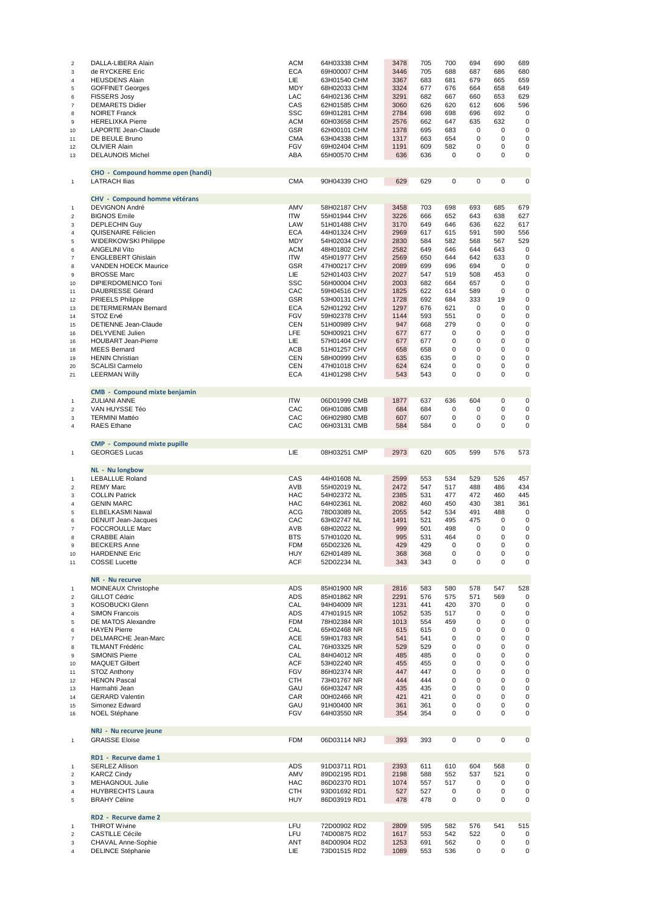| | | | | | | | | | |
|---|---|---|---|---|---|---|---|---|---|
| 2 | DALLA-LIBERA Alain | ACM | 64H03338 CHM | 3478 | 705 | 700 | 694 | 690 | 689 |
| 3 | de RYCKERE Eric | ECA | 69H00007 CHM | 3446 | 705 | 688 | 687 | 686 | 680 |
| 4 | HEUSDENS Alain | LIE | 63H01540 CHM | 3367 | 683 | 681 | 679 | 665 | 659 |
| 5 | GOFFINET Georges | MDY | 68H02033 CHM | 3324 | 677 | 676 | 664 | 658 | 649 |
| 6 | FISSERS Josy | LAC | 64H02136 CHM | 3291 | 682 | 667 | 660 | 653 | 629 |
| 7 | DEMARETS Didier | CAS | 62H01585 CHM | 3060 | 626 | 620 | 612 | 606 | 596 |
| 8 | NOIRET Franck | SSC | 69H01281 CHM | 2784 | 698 | 698 | 696 | 692 | 0 |
| 9 | HERELIXKA Pierre | ACM | 60H03658 CHM | 2576 | 662 | 647 | 635 | 632 | 0 |
| 10 | LAPORTE Jean-Claude | GSR | 62H00101 CHM | 1378 | 695 | 683 | 0 | 0 | 0 |
| 11 | DE BEULE Bruno | CMA | 63H04338 CHM | 1317 | 663 | 654 | 0 | 0 | 0 |
| 12 | OLIVIER Alain | FGV | 69H02404 CHM | 1191 | 609 | 582 | 0 | 0 | 0 |
| 13 | DELAUNOIS Michel | ABA | 65H00570 CHM | 636 | 636 | 0 | 0 | 0 | 0 |

**CHO - Compound homme open (handi)**

| | | | | | | | | | |
|---|---|---|---|---|---|---|---|---|---|
| 1 | LATRACH Ilias | CMA | 90H04339 CHO | 629 | 629 | 0 | 0 | 0 | 0 |

**CHV - Compound homme vétérans**

| | | | | | | | | | |
|---|---|---|---|---|---|---|---|---|---|
| 1 | DEVIGNON André | AMV | 58H02187 CHV | 3458 | 703 | 698 | 693 | 685 | 679 |
| 2 | BIGNOS Emile | ITW | 55H01944 CHV | 3226 | 666 | 652 | 643 | 638 | 627 |
| 3 | DEPLECHIN Guy | LAW | 51H01488 CHV | 3170 | 649 | 646 | 636 | 622 | 617 |
| 4 | QUISENAIRE Félicien | ECA | 44H01324 CHV | 2969 | 617 | 615 | 591 | 590 | 556 |
| 5 | WIDERKOWSKI Philippe | MDY | 54H02034 CHV | 2830 | 584 | 582 | 568 | 567 | 529 |
| 6 | ANGELINI Vito | ACM | 48H01802 CHV | 2582 | 649 | 646 | 644 | 643 | 0 |
| 7 | ENGLEBERT Ghislain | ITW | 45H01977 CHV | 2569 | 650 | 644 | 642 | 633 | 0 |
| 8 | VANDEN HOECK Maurice | GSR | 47H00217 CHV | 2089 | 699 | 696 | 694 | 0 | 0 |
| 9 | BROSSE Marc | LIE | 52H01403 CHV | 2027 | 547 | 519 | 508 | 453 | 0 |
| 10 | DIPIERDOMENICO Toni | SSC | 56H00004 CHV | 2003 | 682 | 664 | 657 | 0 | 0 |
| 11 | DAUBRESSE Gérard | CAC | 59H04516 CHV | 1825 | 622 | 614 | 589 | 0 | 0 |
| 12 | PRIEELS Philippe | GSR | 53H00131 CHV | 1728 | 692 | 684 | 333 | 19 | 0 |
| 13 | DETERMERMAN Bernard | ECA | 52H01292 CHV | 1297 | 676 | 621 | 0 | 0 | 0 |
| 14 | STOZ Ervé | FGV | 59H02378 CHV | 1144 | 593 | 551 | 0 | 0 | 0 |
| 15 | DETIENNE Jean-Claude | CEN | 51H00989 CHV | 947 | 668 | 279 | 0 | 0 | 0 |
| 16 | DELYVENE Julien | LFE | 50H00921 CHV | 677 | 677 | 0 | 0 | 0 | 0 |
| 16 | HOUBART Jean-Pierre | LIE | 57H01404 CHV | 677 | 677 | 0 | 0 | 0 | 0 |
| 18 | MEES Bernard | ACB | 51H01257 CHV | 658 | 658 | 0 | 0 | 0 | 0 |
| 19 | HENIN Christian | CEN | 58H00999 CHV | 635 | 635 | 0 | 0 | 0 | 0 |
| 20 | SCALISI Carmelo | CEN | 47H01018 CHV | 624 | 624 | 0 | 0 | 0 | 0 |
| 21 | LEERMAN Willy | ECA | 41H01298 CHV | 543 | 543 | 0 | 0 | 0 | 0 |

**CMB - Compound mixte benjamin**

| | | | | | | | | | |
|---|---|---|---|---|---|---|---|---|---|
| 1 | ZULIANI ANNE | ITW | 06D01999 CMB | 1877 | 637 | 636 | 604 | 0 | 0 |
| 2 | VAN HUYSSE Téo | CAC | 06H01086 CMB | 684 | 684 | 0 | 0 | 0 | 0 |
| 3 | TERMINI Mattéo | CAC | 06H02980 CMB | 607 | 607 | 0 | 0 | 0 | 0 |
| 4 | RAES Ethane | CAC | 06H03131 CMB | 584 | 584 | 0 | 0 | 0 | 0 |

**CMP - Compound mixte pupille**

| | | | | | | | | | |
|---|---|---|---|---|---|---|---|---|---|
| 1 | GEORGES Lucas | LIE | 08H03251 CMP | 2973 | 620 | 605 | 599 | 576 | 573 |

**NL - Nu longbow**

| | | | | | | | | | |
|---|---|---|---|---|---|---|---|---|---|
| 1 | LEBALLUE Roland | CAS | 44H01608 NL | 2599 | 553 | 534 | 529 | 526 | 457 |
| 2 | REMY Marc | AVB | 55H02019 NL | 2472 | 547 | 517 | 488 | 486 | 434 |
| 3 | COLLIN Patrick | HAC | 54H02372 NL | 2385 | 531 | 477 | 472 | 460 | 445 |
| 4 | GENIN MARC | HAC | 64H02361 NL | 2082 | 460 | 450 | 430 | 381 | 361 |
| 5 | ELBELKASMI Nawal | ACG | 78D03089 NL | 2055 | 542 | 534 | 491 | 488 | 0 |
| 6 | DENUIT Jean-Jacques | CAC | 63H02747 NL | 1491 | 521 | 495 | 475 | 0 | 0 |
| 7 | FOCCROULLE Marc | AVB | 68H02022 NL | 999 | 501 | 498 | 0 | 0 | 0 |
| 8 | CRABBE Alain | BTS | 57H01020 NL | 995 | 531 | 464 | 0 | 0 | 0 |
| 9 | BECKERS Anne | FDM | 65D02326 NL | 429 | 429 | 0 | 0 | 0 | 0 |
| 10 | HARDENNE Eric | HUY | 62H01489 NL | 368 | 368 | 0 | 0 | 0 | 0 |
| 11 | COSSE Lucette | ACF | 52D02234 NL | 343 | 343 | 0 | 0 | 0 | 0 |

**NR - Nu recurve**

| | | | | | | | | | |
|---|---|---|---|---|---|---|---|---|---|
| 1 | MOINEAUX Christophe | ADS | 85H01900 NR | 2816 | 583 | 580 | 578 | 547 | 528 |
| 2 | GILLOT Cédric | ADS | 85H01862 NR | 2291 | 576 | 575 | 571 | 569 | 0 |
| 3 | KOSOBUCKI Glenn | CAL | 94H04009 NR | 1231 | 441 | 420 | 370 | 0 | 0 |
| 4 | SIMON Francois | ADS | 47H01915 NR | 1052 | 535 | 517 | 0 | 0 | 0 |
| 5 | DE MATOS Alexandre | FDM | 78H02384 NR | 1013 | 554 | 459 | 0 | 0 | 0 |
| 6 | HAYEN Pierre | CAL | 65H02468 NR | 615 | 615 | 0 | 0 | 0 | 0 |
| 7 | DELMARCHE Jean-Marc | ACE | 59H01783 NR | 541 | 541 | 0 | 0 | 0 | 0 |
| 8 | TILMANT Frédéric | CAL | 76H03325 NR | 529 | 529 | 0 | 0 | 0 | 0 |
| 9 | SIMONIS Pierre | CAL | 84H04012 NR | 485 | 485 | 0 | 0 | 0 | 0 |
| 10 | MAQUET Gilbert | ACF | 53H02240 NR | 455 | 455 | 0 | 0 | 0 | 0 |
| 11 | STOZ Anthony | FGV | 86H02374 NR | 447 | 447 | 0 | 0 | 0 | 0 |
| 12 | HENON Pascal | CTH | 73H01767 NR | 444 | 444 | 0 | 0 | 0 | 0 |
| 13 | Harmahti Jean | GAU | 66H03247 NR | 435 | 435 | 0 | 0 | 0 | 0 |
| 14 | GERARD Valentin | CAR | 00H02466 NR | 421 | 421 | 0 | 0 | 0 | 0 |
| 15 | Simonez Edward | GAU | 91H00400 NR | 361 | 361 | 0 | 0 | 0 | 0 |
| 16 | NOEL Stéphane | FGV | 64H03550 NR | 354 | 354 | 0 | 0 | 0 | 0 |

**NRJ - Nu recurve jeune**

| | | | | | | | | | |
|---|---|---|---|---|---|---|---|---|---|
| 1 | GRAISSE Eloise | FDM | 06D03114 NRJ | 393 | 393 | 0 | 0 | 0 | 0 |

**RD1 - Recurve dame 1**

| | | | | | | | | | |
|---|---|---|---|---|---|---|---|---|---|
| 1 | SERLEZ Allison | ADS | 91D03711 RD1 | 2393 | 611 | 610 | 604 | 568 | 0 |
| 2 | KARCZ Cindy | AMV | 89D02195 RD1 | 2198 | 588 | 552 | 537 | 521 | 0 |
| 3 | MEHAGNOUL Julie | HAC | 86D02370 RD1 | 1074 | 557 | 517 | 0 | 0 | 0 |
| 4 | HUYBRECHTS Laura | CTH | 93D01692 RD1 | 527 | 527 | 0 | 0 | 0 | 0 |
| 5 | BRAHY Céline | HUY | 86D03919 RD1 | 478 | 478 | 0 | 0 | 0 | 0 |

**RD2 - Recurve dame 2**

| | | | | | | | | | |
|---|---|---|---|---|---|---|---|---|---|
| 1 | THIROT Wivine | LFU | 72D00902 RD2 | 2809 | 595 | 582 | 576 | 541 | 515 |
| 2 | CASTILLE Cécile | LFU | 74D00875 RD2 | 1617 | 553 | 542 | 522 | 0 | 0 |
| 3 | CHAVAL Anne-Sophie | ANT | 84D00904 RD2 | 1253 | 691 | 562 | 0 | 0 | 0 |
| 4 | DELINCE Stéphanie | LIE | 73D01515 RD2 | 1089 | 553 | 536 | 0 | 0 | 0 |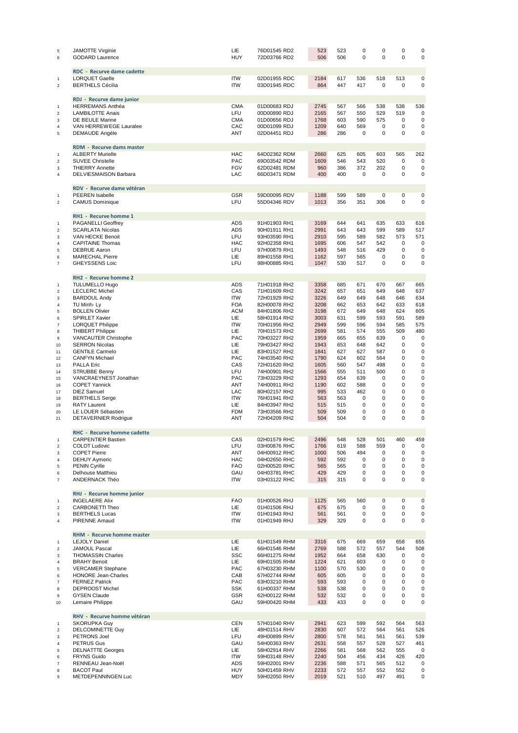| | | | | | | | | | |
|---|---|---|---|---|---|---|---|---|---|
| 5 | JAMOTTE Virginie | LIE | 76D01545 RD2 | 523 | 523 | 0 | 0 | 0 | 0 |
| 6 | GODARD Laurence | HUY | 72D03766 RD2 | 506 | 506 | 0 | 0 | 0 | 0 |

**RDC - Recurve dame cadette**

| | | | | | | | | | |
|---|---|---|---|---|---|---|---|---|---|
| 1 | LORQUET Gaelle | ITW | 02D01955 RDC | 2184 | 617 | 536 | 518 | 513 | 0 |
| 2 | BERTHELS Cécilia | ITW | 03D01945 RDC | 864 | 447 | 417 | 0 | 0 | 0 |

**RDJ - Recurve dame junior**

| | | | | | | | | | |
|---|---|---|---|---|---|---|---|---|---|
| 1 | HERREMANS Anthéa | CMA | 01D00683 RDJ | 2745 | 567 | 566 | 538 | 538 | 536 |
| 2 | LAMBILOTTE Anais | LFU | 00D00890 RDJ | 2165 | 567 | 550 | 529 | 519 | 0 |
| 3 | DE BEULE Marine | CMA | 01D00656 RDJ | 1768 | 603 | 590 | 575 | 0 | 0 |
| 4 | VAN HERREWEGE Lauralee | CAC | 00D01099 RDJ | 1209 | 640 | 569 | 0 | 0 | 0 |
| 5 | DEMAUDE Angèle | ANT | 02D04451 RDJ | 286 | 286 | 0 | 0 | 0 | 0 |

**RDM - Recurve dams master**

| | | | | | | | | | |
|---|---|---|---|---|---|---|---|---|---|
| 1 | ALBERTY Murielle | HAC | 64D02362 RDM | 2660 | 625 | 605 | 603 | 565 | 262 |
| 2 | SUVEE Christelle | PAC | 69D03542 RDM | 1609 | 546 | 543 | 520 | 0 | 0 |
| 3 | THIERRY Annette | FGV | 62D02481 RDM | 960 | 386 | 372 | 202 | 0 | 0 |
| 4 | DELVIESMAISON Barbara | LAC | 66D03471 RDM | 400 | 400 | 0 | 0 | 0 | 0 |

**RDV - Recurve dame vétéran**

| | | | | | | | | | |
|---|---|---|---|---|---|---|---|---|---|
| 1 | PEEREN Isabelle | GSR | 59D00095 RDV | 1188 | 599 | 589 | 0 | 0 | 0 |
| 2 | CAMUS Dominique | LFU | 55D04346 RDV | 1013 | 356 | 351 | 306 | 0 | 0 |

**RH1 - Recurve homme 1**

| | | | | | | | | | |
|---|---|---|---|---|---|---|---|---|---|
| 1 | PAGANELLI Geoffrey | ADS | 91H01903 RH1 | 3169 | 644 | 641 | 635 | 633 | 616 |
| 2 | SCARLATA Nicolas | ADS | 90H01911 RH1 | 2991 | 643 | 643 | 599 | 589 | 517 |
| 3 | VAN HECKE Benoit | LFU | 93H03590 RH1 | 2910 | 595 | 589 | 582 | 573 | 571 |
| 4 | CAPITAINE Thomas | HAC | 92H02358 RH1 | 1695 | 606 | 547 | 542 | 0 | 0 |
| 5 | DEBRUE Aaron | LFU | 97H00879 RH1 | 1493 | 548 | 516 | 429 | 0 | 0 |
| 6 | MARECHAL Pierre | LIE | 89H01558 RH1 | 1162 | 597 | 565 | 0 | 0 | 0 |
| 7 | GHEYSSENS Loic | LFU | 98H00885 RH1 | 1047 | 530 | 517 | 0 | 0 | 0 |

**RH2 - Recurve homme 2**

| | | | | | | | | | |
|---|---|---|---|---|---|---|---|---|---|
| 1 | TULUMELLO Hugo | ADS | 71H01918 RH2 | 3358 | 685 | 671 | 670 | 667 | 665 |
| 2 | LECLERC Michel | CAS | 71H01609 RH2 | 3242 | 657 | 651 | 649 | 648 | 637 |
| 3 | BARDOUL Andy | ITW | 72H01929 RH2 | 3226 | 649 | 649 | 648 | 646 | 634 |
| 4 | TU Minh- Ly | FOA | 82H00078 RH2 | 3208 | 662 | 653 | 642 | 633 | 618 |
| 5 | BOLLEN Olivier | ACM | 84H01806 RH2 | 3198 | 672 | 649 | 648 | 624 | 605 |
| 6 | SPIRLET Xavier | LIE | 58H01914 RH2 | 3003 | 631 | 599 | 593 | 591 | 589 |
| 7 | LORQUET Philippe | ITW | 70H01956 RH2 | 2949 | 599 | 596 | 594 | 585 | 575 |
| 8 | THIBERT Philippe | LIE | 70H01573 RH2 | 2699 | 581 | 574 | 555 | 509 | 480 |
| 9 | VANCAUTER Christophe | PAC | 70H03227 RH2 | 1959 | 665 | 655 | 639 | 0 | 0 |
| 10 | SERRON Nicolas | LIE | 79H03427 RH2 | 1943 | 653 | 648 | 642 | 0 | 0 |
| 11 | GENTILE Carmelo | LIE | 83H01527 RH2 | 1841 | 627 | 627 | 587 | 0 | 0 |
| 12 | CANFYN Michael | PAC | 74H03540 RH2 | 1790 | 624 | 602 | 564 | 0 | 0 |
| 13 | PALLA Eric | CAS | 72H01620 RH2 | 1605 | 560 | 547 | 498 | 0 | 0 |
| 14 | STRUBBE Benny | LFU | 74H00901 RH2 | 1566 | 555 | 511 | 500 | 0 | 0 |
| 15 | VANCRAEYNEST Jonathan | PAC | 73H03229 RH2 | 1293 | 654 | 639 | 0 | 0 | 0 |
| 16 | COPET Yannick | ANT | 74H00911 RH2 | 1190 | 602 | 588 | 0 | 0 | 0 |
| 17 | DIEZ Samuel | LAC | 80H02157 RH2 | 995 | 533 | 462 | 0 | 0 | 0 |
| 18 | BERTHELS Serge | ITW | 76H01941 RH2 | 563 | 563 | 0 | 0 | 0 | 0 |
| 19 | RATY Laurent | LIE | 84H03947 RH2 | 515 | 515 | 0 | 0 | 0 | 0 |
| 20 | LE LOUER Sébastien | FDM | 73H03566 RH2 | 509 | 509 | 0 | 0 | 0 | 0 |
| 21 | DETAVERNIER Rodrigue | ANT | 72H04209 RH2 | 504 | 504 | 0 | 0 | 0 | 0 |

**RHC - Recurve homme cadette**

| | | | | | | | | | |
|---|---|---|---|---|---|---|---|---|---|
| 1 | CARPENTIER Bastien | CAS | 02H01579 RHC | 2496 | 548 | 528 | 501 | 460 | 459 |
| 2 | COLOT Ludovic | LFU | 03H00876 RHC | 1766 | 619 | 588 | 559 | 0 | 0 |
| 3 | COPET Pierre | ANT | 04H00912 RHC | 1000 | 506 | 494 | 0 | 0 | 0 |
| 4 | DEHUY Aymeric | HAC | 04H02650 RHC | 592 | 592 | 0 | 0 | 0 | 0 |
| 5 | PENIN Cyrille | FAO | 02H00520 RHC | 565 | 565 | 0 | 0 | 0 | 0 |
| 6 | Delhouse Matthieu | GAU | 04H03781 RHC | 429 | 429 | 0 | 0 | 0 | 0 |
| 7 | ANDERNACK Théo | ITW | 03H03122 RHC | 315 | 315 | 0 | 0 | 0 | 0 |

**RHJ - Recurve homme junior**

| | | | | | | | | | |
|---|---|---|---|---|---|---|---|---|---|
| 1 | INGELAERE Alix | FAO | 01H00526 RHJ | 1125 | 565 | 560 | 0 | 0 | 0 |
| 2 | CARBONETTI Theo | LIE | 01H01506 RHJ | 675 | 675 | 0 | 0 | 0 | 0 |
| 3 | BERTHELS Lucas | ITW | 01H01943 RHJ | 561 | 561 | 0 | 0 | 0 | 0 |
| 4 | PIRENNE Arnaud | ITW | 01H01949 RHJ | 329 | 329 | 0 | 0 | 0 | 0 |

**RHM - Recurve homme master**

| | | | | | | | | | |
|---|---|---|---|---|---|---|---|---|---|
| 1 | LEJOLY Daniel | LIE | 61H01549 RHM | 3316 | 675 | 669 | 659 | 658 | 655 |
| 2 | JAMOUL Pascal | LIE | 66H01546 RHM | 2769 | 588 | 572 | 557 | 544 | 508 |
| 3 | THOMASSIN Charles | SSC | 66H01275 RHM | 1952 | 664 | 658 | 630 | 0 | 0 |
| 4 | BRAHY Benoit | LIE | 69H01505 RHM | 1224 | 621 | 603 | 0 | 0 | 0 |
| 5 | VERCAMER Stephane | PAC | 67H03230 RHM | 1100 | 570 | 530 | 0 | 0 | 0 |
| 6 | HONORE Jean-Charles | CAB | 67H02744 RHM | 605 | 605 | 0 | 0 | 0 | 0 |
| 7 | FERNEZ Patrick | PAC | 63H03210 RHM | 593 | 593 | 0 | 0 | 0 | 0 |
| 8 | DEPROOST Michel | SSK | 61H00337 RHM | 538 | 538 | 0 | 0 | 0 | 0 |
| 9 | GYSEN Claude | GSR | 62H00122 RHM | 532 | 532 | 0 | 0 | 0 | 0 |
| 10 | Lemaire Philippe | GAU | 59H00420 RHM | 433 | 433 | 0 | 0 | 0 | 0 |

**RHV - Recurve homme vétéran**

| | | | | | | | | | |
|---|---|---|---|---|---|---|---|---|---|
| 1 | SKORUPKA Guy | CEN | 57H01040 RHV | 2941 | 623 | 599 | 592 | 564 | 563 |
| 2 | DELCOMINETTE Guy | LIE | 48H01514 RHV | 2830 | 607 | 572 | 564 | 561 | 526 |
| 3 | PETRONS Joel | LFU | 49H00899 RHV | 2800 | 578 | 561 | 561 | 561 | 539 |
| 4 | PETRUS Gus | GAU | 54H00363 RHV | 2631 | 558 | 557 | 528 | 527 | 461 |
| 5 | DELNATTE Georges | LIE | 58H02914 RHV | 2266 | 581 | 568 | 562 | 555 | 0 |
| 6 | FRYNS Guido | ITW | 59H03148 RHV | 2240 | 504 | 456 | 434 | 426 | 420 |
| 7 | RENNEAU Jean-Noël | ADS | 59H02001 RHV | 2236 | 588 | 571 | 565 | 512 | 0 |
| 8 | BACOT Paul | HUY | 50H01459 RHV | 2233 | 572 | 557 | 552 | 552 | 0 |
| 9 | METDEPENNINGEN Luc | MDY | 59H02050 RHV | 2019 | 521 | 510 | 497 | 491 | 0 |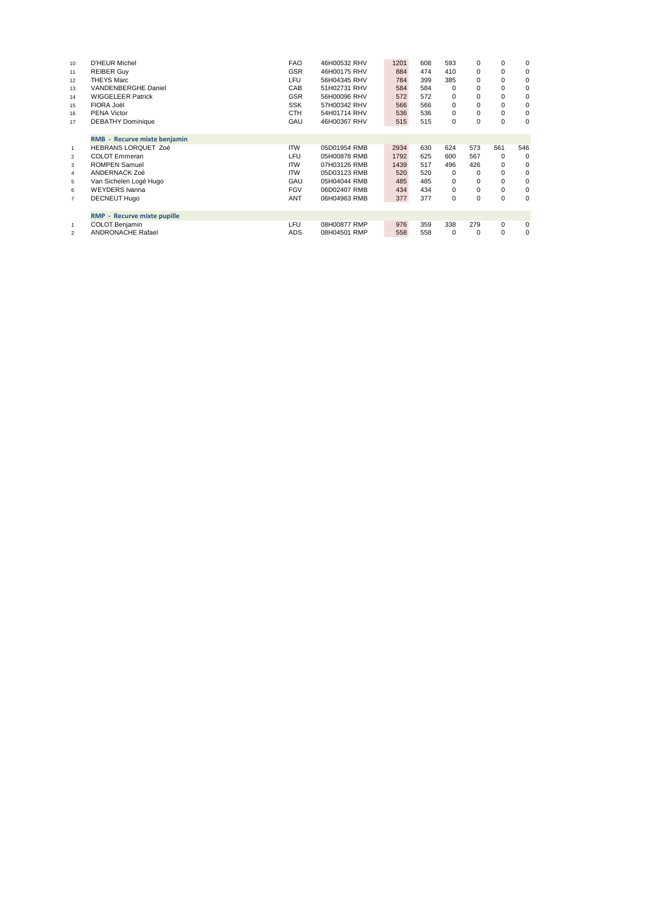| | | | | | | | | | | |
|---|---|---|---|---|---|---|---|---|---|---|
| 10 | D'HEUR Michel | FAO | 46H00532 RHV | 1201 | 608 | 593 | 0 | 0 | 0 |
| 11 | REIBER Guy | GSR | 46H00175 RHV | 884 | 474 | 410 | 0 | 0 | 0 |
| 12 | THEYS Marc | LFU | 56H04345 RHV | 784 | 399 | 385 | 0 | 0 | 0 |
| 13 | VANDENBERGHE Daniel | CAB | 51H02731 RHV | 584 | 584 | 0 | 0 | 0 | 0 |
| 14 | WIGGELEER Patrick | GSR | 56H00096 RHV | 572 | 572 | 0 | 0 | 0 | 0 |
| 15 | FIORA Joël | SSK | 57H00342 RHV | 566 | 566 | 0 | 0 | 0 | 0 |
| 16 | PENA Victor | CTH | 54H01714 RHV | 536 | 536 | 0 | 0 | 0 | 0 |
| 17 | DEBATHY Dominique | GAU | 46H00367 RHV | 515 | 515 | 0 | 0 | 0 | 0 |

**RMB - Recurve mixte benjamin**

| | | | | | | | | | | |
|---|---|---|---|---|---|---|---|---|---|---|
| 1 | HEBRANS LORQUET Zoé | ITW | 05D01954 RMB | 2934 | 630 | 624 | 573 | 561 | 546 |
| 2 | COLOT Emmeran | LFU | 05H00878 RMB | 1792 | 625 | 600 | 567 | 0 | 0 |
| 3 | ROMPEN Samuel | ITW | 07H03126 RMB | 1439 | 517 | 496 | 426 | 0 | 0 |
| 4 | ANDERNACK Zoé | ITW | 05D03123 RMB | 520 | 520 | 0 | 0 | 0 | 0 |
| 5 | Van Sichelen Logé Hugo | GAU | 05H04044 RMB | 485 | 485 | 0 | 0 | 0 | 0 |
| 6 | WEYDERS Ivanna | FGV | 06D02407 RMB | 434 | 434 | 0 | 0 | 0 | 0 |
| 7 | DECNEUT Hugo | ANT | 06H04963 RMB | 377 | 377 | 0 | 0 | 0 | 0 |

**RMP - Recurve mixte pupille**

| | | | | | | | | | | |
|---|---|---|---|---|---|---|---|---|---|---|
| 1 | COLOT Benjamin | LFU | 08H00877 RMP | 976 | 359 | 338 | 279 | 0 | 0 |
| 2 | ANDRONACHE Rafael | ADS | 08H04501 RMP | 558 | 558 | 0 | 0 | 0 | 0 |